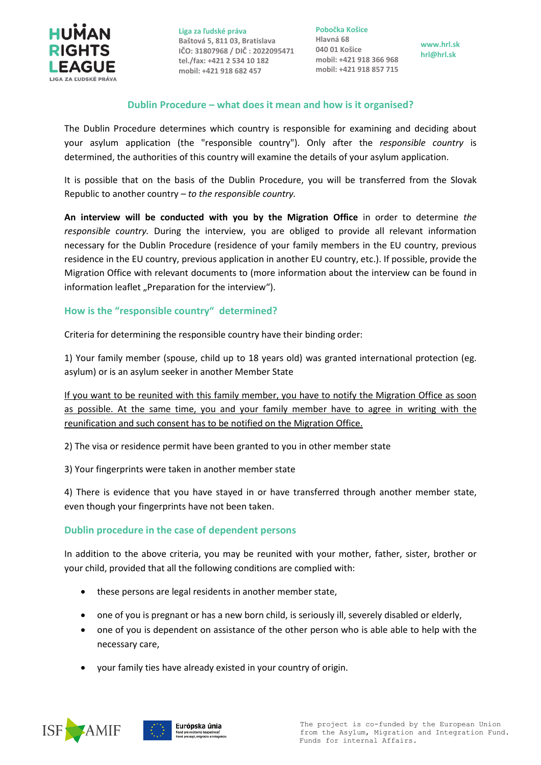## Dublin Procedure – what does it mean and how is it organised?

The Dublin Procedure determines which country is responsible for examining and deciding about your asylum application (the "responsible country"). Only after the *responsible country* is determined, the authorities of this country will examine the details of your asylum application.

It is possible that on the basis of the Dublin Procedure, you will be transferred from the Slovak Republic to another country – *to the responsible country.*

**An interview will be conducted with you by the Migration Office** in order to determine *the responsible country.* During the interview, you are obliged to provide all relevant information necessary for the Dublin Procedure (residence of your family members in the EU country, previous residence in the EU country, previous application in another EU country, etc.). If possible, provide the Migration Office with relevant documents to (more information about the interview can be found in information leaflet „Preparation for the interview").

### How is the "responsible country" determined?

Criteria for determining the responsible country have their binding order:

1) Your family member (spouse, child up to 18 years old) was granted international protection (eg. asylum) or is an asylum seeker in another Member State

<u>If you want to be reunited with this family member, you have to notify the Migration Office as soon as possible. At the same time, you and your family member have to agree in writing with the reunification and such consent has to be notified on the Migration Office.</u>

2) The visa or residence permit have been granted to you in other member state

3) Your fingerprints were taken in another member state

4) There is evidence that you have stayed in or have transferred through another member state, even though your fingerprints have not been taken.

### Dublin procedure in the case of dependent persons

In addition to the above criteria, you may be reunited with your mother, father, sister, brother or your child, provided that all the following conditions are complied with:

- these persons are legal residents in another member state,
- one of you is pregnant or has a new born child, is seriously ill, severely disabled or elderly,
- one of you is dependent on assistance of the other person who is able able to help with the necessary care,
- your family ties have already existed in your country of origin.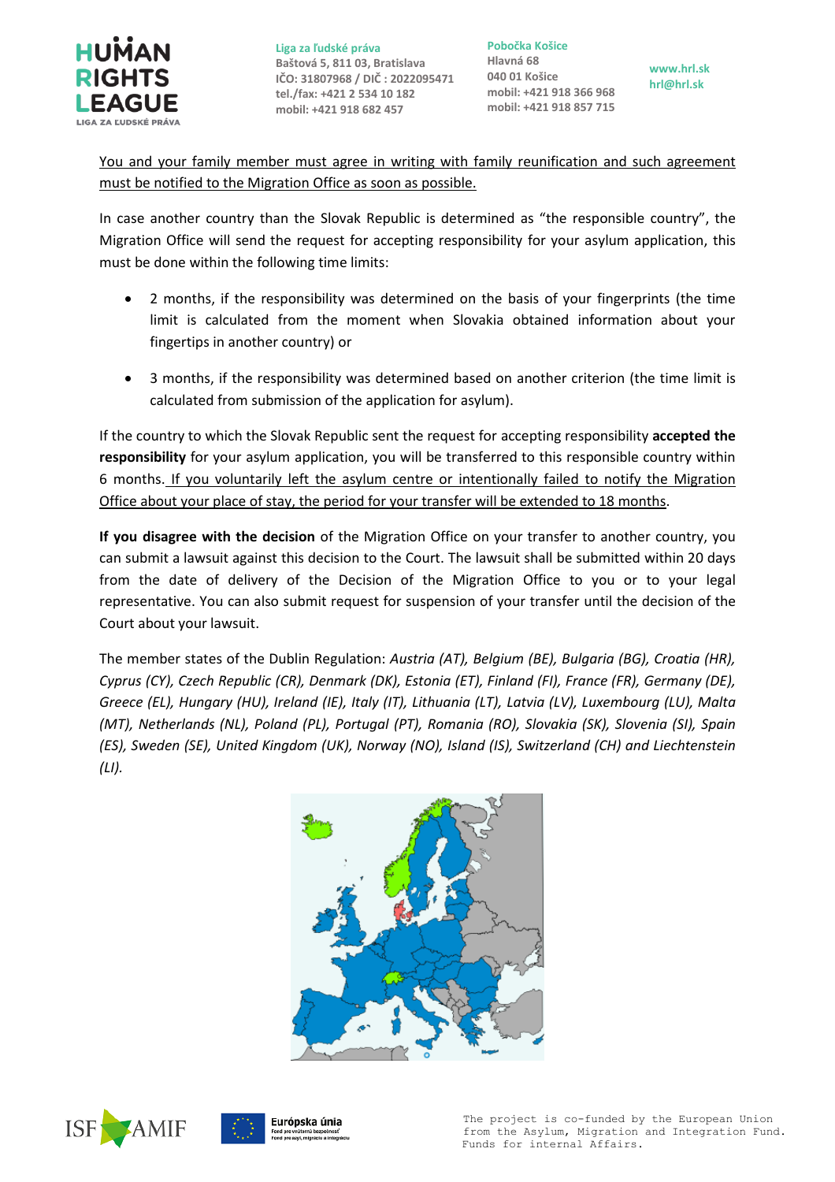You and your family member must agree in writing with family reunification and such agreement must be notified to the Migration Office as soon as possible.

In case another country than the Slovak Republic is determined as "the responsible country", the Migration Office will send the request for accepting responsibility for your asylum application, this must be done within the following time limits:

- 2 months, if the responsibility was determined on the basis of your fingerprints (the time limit is calculated from the moment when Slovakia obtained information about your fingertips in another country) or
- 3 months, if the responsibility was determined based on another criterion (the time limit is calculated from submission of the application for asylum).

If the country to which the Slovak Republic sent the request for accepting responsibility **accepted the responsibility** for your asylum application, you will be transferred to this responsible country within 6 months. If you voluntarily left the asylum centre or intentionally failed to notify the Migration Office about your place of stay, the period for your transfer will be extended to 18 months.

**If you disagree with the decision** of the Migration Office on your transfer to another country, you can submit a lawsuit against this decision to the Court. The lawsuit shall be submitted within 20 days from the date of delivery of the Decision of the Migration Office to you or to your legal representative. You can also submit request for suspension of your transfer until the decision of the Court about your lawsuit.

The member states of the Dublin Regulation: *Austria (AT), Belgium (BE), Bulgaria (BG), Croatia (HR), Cyprus (CY), Czech Republic (CR), Denmark (DK), Estonia (ET), Finland (FI), France (FR), Germany (DE), Greece (EL), Hungary (HU), Ireland (IE), Italy (IT), Lithuania (LT), Latvia (LV), Luxembourg (LU), Malta (MT), Netherlands (NL), Poland (PL), Portugal (PT), Romania (RO), Slovakia (SK), Slovenia (SI), Spain (ES), Sweden (SE), United Kingdom (UK), Norway (NO), Island (IS), Switzerland (CH) and Liechtenstein (LI).*

The project is co-funded by the European Union from the Asylum, Migration and Integration Fund. Funds for internal Affairs.